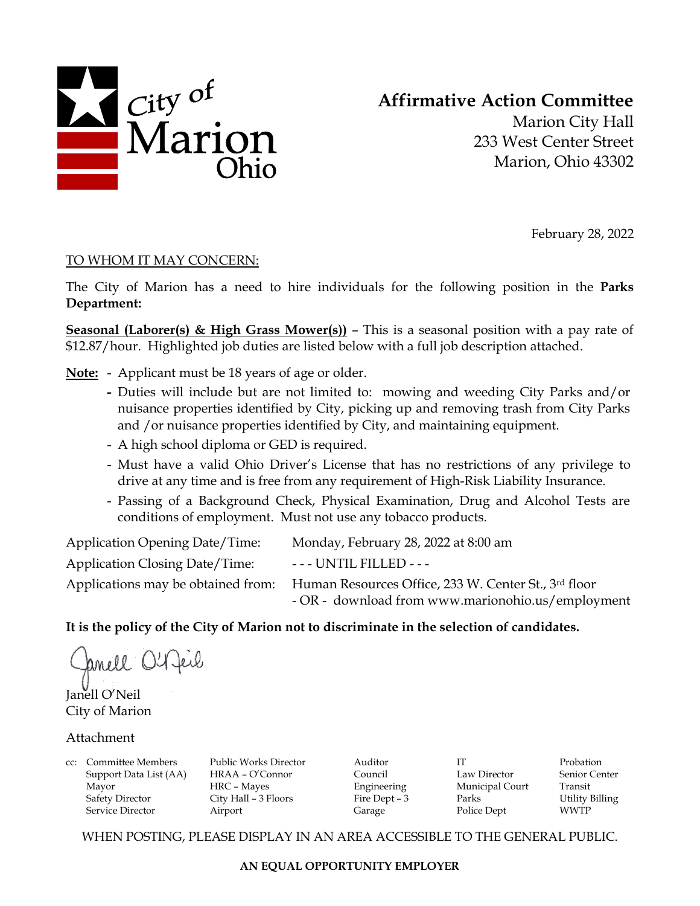City of Marion Ohio

# Affirmative Action Committee

Marion City Hall
233 West Center Street
Marion, Ohio 43302

February 28, 2022

TO WHOM IT MAY CONCERN:

The City of Marion has a need to hire individuals for the following position in the **Parks Department:**

**Seasonal (Laborer(s) & High Grass Mower(s))** – This is a seasonal position with a pay rate of $12.87/hour. Highlighted job duties are listed below with a full job description attached.

**Note:**
- Applicant must be 18 years of age or older.
- Duties will include but are not limited to: mowing and weeding City Parks and/or nuisance properties identified by City, picking up and removing trash from City Parks and /or nuisance properties identified by City, and maintaining equipment.
- A high school diploma or GED is required.
- Must have a valid Ohio Driver's License that has no restrictions of any privilege to drive at any time and is free from any requirement of High-Risk Liability Insurance.
- Passing of a Background Check, Physical Examination, Drug and Alcohol Tests are conditions of employment. Must not use any tobacco products.

| | |
|---|---|
| Application Opening Date/Time: | Monday, February 28, 2022 at 8:00 am |
| Application Closing Date/Time: | - - - UNTIL FILLED - - - |
| Applications may be obtained from: | Human Resources Office, 233 W. Center St., 3rd floor<br>- OR - download from www.marionohio.us/employment |

**It is the policy of the City of Marion not to discriminate in the selection of candidates.**

Janell O'Neil
City of Marion

Attachment

cc: Committee Members, Support Data List (AA), Mayor, Safety Director, Service Director, Public Works Director, HRAA – O'Connor, HRC – Mayes, City Hall – 3 Floors, Airport, Auditor, Council, Engineering, Fire Dept – 3, Garage, IT, Law Director, Municipal Court, Parks, Police Dept, Probation, Senior Center, Transit, Utility Billing, WWTP

WHEN POSTING, PLEASE DISPLAY IN AN AREA ACCESSIBLE TO THE GENERAL PUBLIC.

**AN EQUAL OPPORTUNITY EMPLOYER**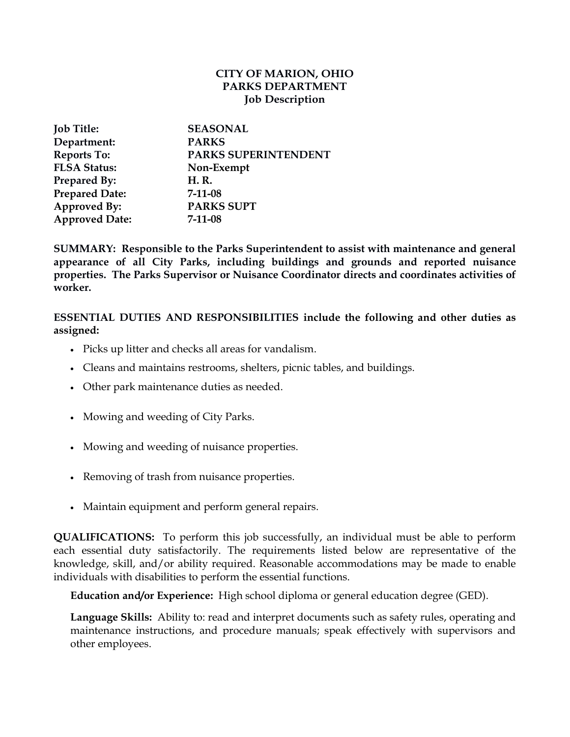**CITY OF MARION, OHIO**
**PARKS DEPARTMENT**
**Job Description**

| | |
|---|---|
| **Job Title:** | **SEASONAL** |
| **Department:** | **PARKS** |
| **Reports To:** | **PARKS SUPERINTENDENT** |
| **FLSA Status:** | **Non-Exempt** |
| **Prepared By:** | **H. R.** |
| **Prepared Date:** | **7-11-08** |
| **Approved By:** | **PARKS SUPT** |
| **Approved Date:** | **7-11-08** |

**SUMMARY: Responsible to the Parks Superintendent to assist with maintenance and general appearance of all City Parks, including buildings and grounds and reported nuisance properties. The Parks Supervisor or Nuisance Coordinator directs and coordinates activities of worker.**

**ESSENTIAL DUTIES AND RESPONSIBILITIES include the following and other duties as assigned:**

- Picks up litter and checks all areas for vandalism.
- Cleans and maintains restrooms, shelters, picnic tables, and buildings.
- Other park maintenance duties as needed.
- Mowing and weeding of City Parks.
- Mowing and weeding of nuisance properties.
- Removing of trash from nuisance properties.
- Maintain equipment and perform general repairs.

**QUALIFICATIONS:** To perform this job successfully, an individual must be able to perform each essential duty satisfactorily. The requirements listed below are representative of the knowledge, skill, and/or ability required. Reasonable accommodations may be made to enable individuals with disabilities to perform the essential functions.

**Education and/or Experience:** High school diploma or general education degree (GED).

**Language Skills:** Ability to: read and interpret documents such as safety rules, operating and maintenance instructions, and procedure manuals; speak effectively with supervisors and other employees.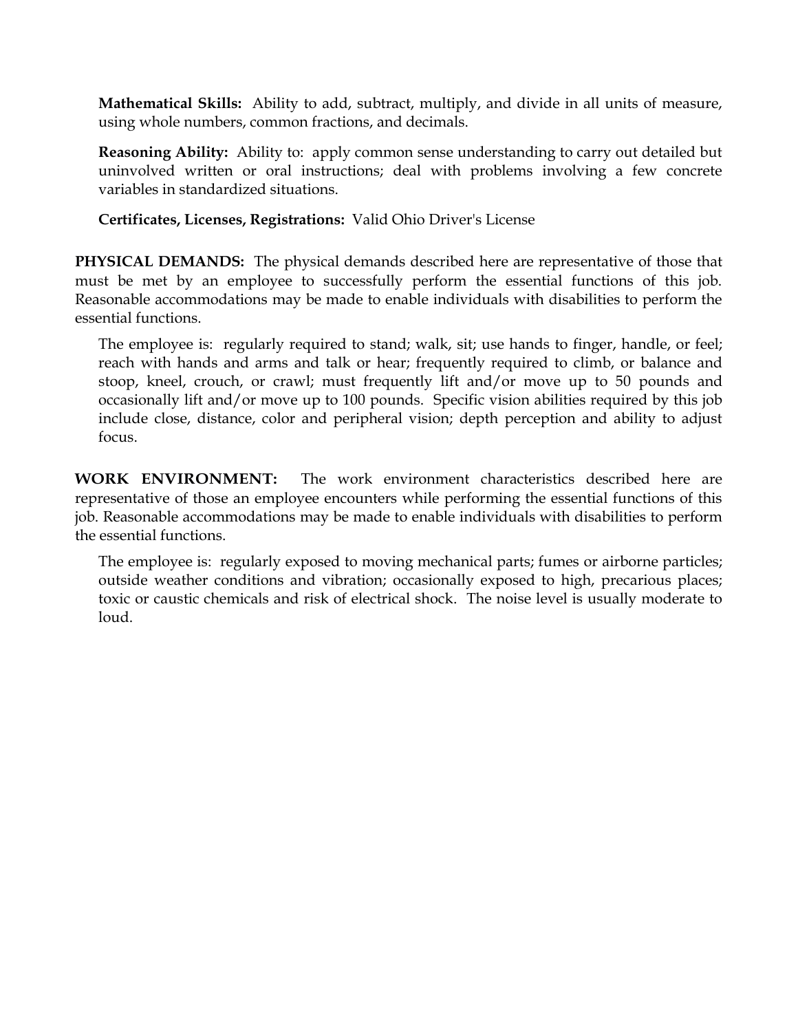**Mathematical Skills:** Ability to add, subtract, multiply, and divide in all units of measure, using whole numbers, common fractions, and decimals.

**Reasoning Ability:** Ability to: apply common sense understanding to carry out detailed but uninvolved written or oral instructions; deal with problems involving a few concrete variables in standardized situations.

**Certificates, Licenses, Registrations:** Valid Ohio Driver's License

**PHYSICAL DEMANDS:** The physical demands described here are representative of those that must be met by an employee to successfully perform the essential functions of this job. Reasonable accommodations may be made to enable individuals with disabilities to perform the essential functions.

The employee is: regularly required to stand; walk, sit; use hands to finger, handle, or feel; reach with hands and arms and talk or hear; frequently required to climb, or balance and stoop, kneel, crouch, or crawl; must frequently lift and/or move up to 50 pounds and occasionally lift and/or move up to 100 pounds. Specific vision abilities required by this job include close, distance, color and peripheral vision; depth perception and ability to adjust focus.

**WORK ENVIRONMENT:** The work environment characteristics described here are representative of those an employee encounters while performing the essential functions of this job. Reasonable accommodations may be made to enable individuals with disabilities to perform the essential functions.

The employee is: regularly exposed to moving mechanical parts; fumes or airborne particles; outside weather conditions and vibration; occasionally exposed to high, precarious places; toxic or caustic chemicals and risk of electrical shock. The noise level is usually moderate to loud.